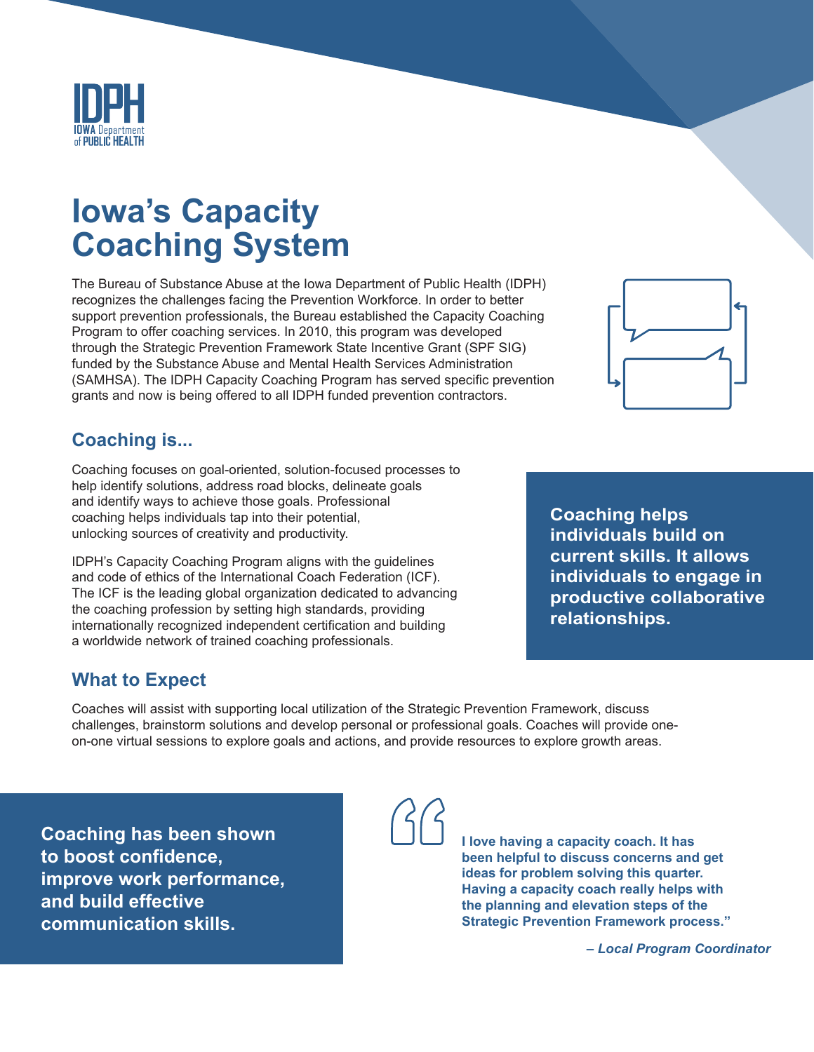IDPH
IOWA Department of PUBLIC HEALTH

# Iowa's Capacity Coaching System

The Bureau of Substance Abuse at the Iowa Department of Public Health (IDPH) recognizes the challenges facing the Prevention Workforce. In order to better support prevention professionals, the Bureau established the Capacity Coaching Program to offer coaching services. In 2010, this program was developed through the Strategic Prevention Framework State Incentive Grant (SPF SIG) funded by the Substance Abuse and Mental Health Services Administration (SAMHSA). The IDPH Capacity Coaching Program has served specific prevention grants and now is being offered to all IDPH funded prevention contractors.

## Coaching is...

Coaching focuses on goal-oriented, solution-focused processes to help identify solutions, address road blocks, delineate goals and identify ways to achieve those goals. Professional coaching helps individuals tap into their potential, unlocking sources of creativity and productivity.

IDPH's Capacity Coaching Program aligns with the guidelines and code of ethics of the International Coach Federation (ICF). The ICF is the leading global organization dedicated to advancing the coaching profession by setting high standards, providing internationally recognized independent certification and building a worldwide network of trained coaching professionals.

**Coaching helps individuals build on current skills. It allows individuals to engage in productive collaborative relationships.**

## What to Expect

Coaches will assist with supporting local utilization of the Strategic Prevention Framework, discuss challenges, brainstorm solutions and develop personal or professional goals. Coaches will provide one-on-one virtual sessions to explore goals and actions, and provide resources to explore growth areas.

**Coaching has been shown to boost confidence, improve work performance, and build effective communication skills.**

**"I love having a capacity coach. It has been helpful to discuss concerns and get ideas for problem solving this quarter. Having a capacity coach really helps with the planning and elevation steps of the Strategic Prevention Framework process."**

***– Local Program Coordinator***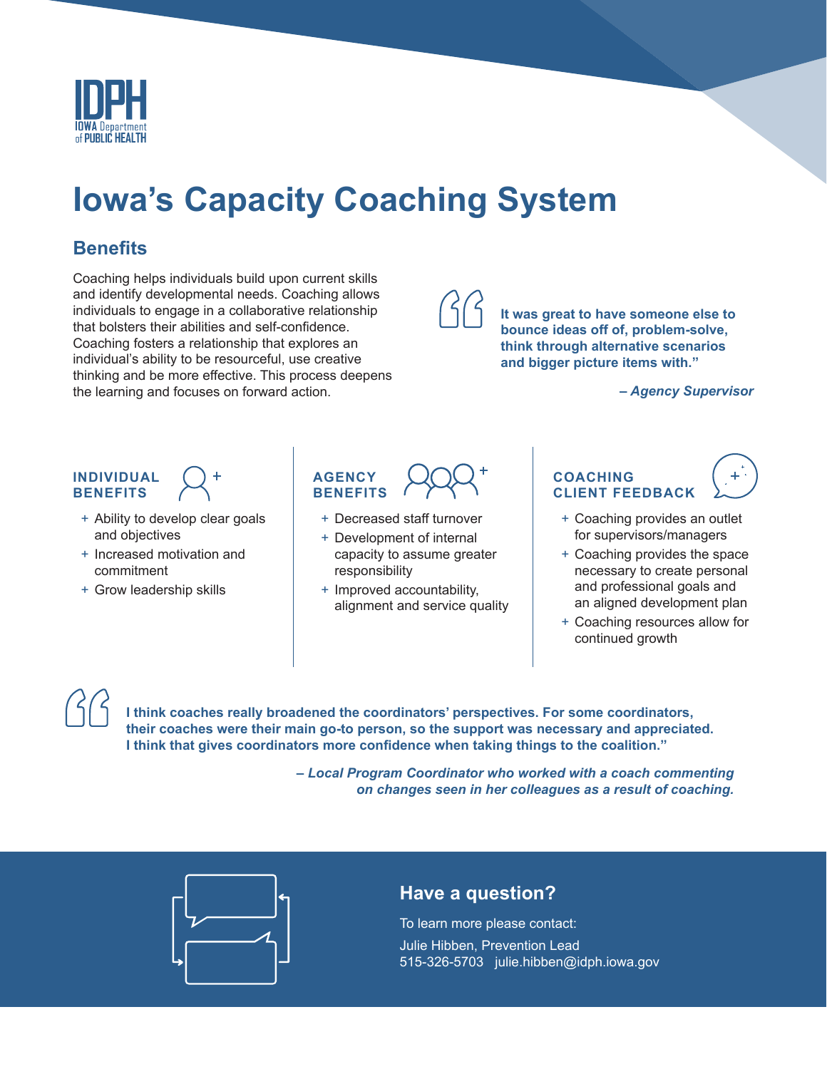IDPH
IOWA Department of PUBLIC HEALTH

# Iowa's Capacity Coaching System

## Benefits

Coaching helps individuals build upon current skills and identify developmental needs. Coaching allows individuals to engage in a collaborative relationship that bolsters their abilities and self-confidence. Coaching fosters a relationship that explores an individual's ability to be resourceful, use creative thinking and be more effective. This process deepens the learning and focuses on forward action.

> **It was great to have someone else to bounce ideas off of, problem-solve, think through alternative scenarios and bigger picture items with."**
>
> ***– Agency Supervisor***

### INDIVIDUAL BENEFITS

- Ability to develop clear goals and objectives
- Increased motivation and commitment
- Grow leadership skills

### AGENCY BENEFITS

- Decreased staff turnover
- Development of internal capacity to assume greater responsibility
- Improved accountability, alignment and service quality

### COACHING CLIENT FEEDBACK

- Coaching provides an outlet for supervisors/managers
- Coaching provides the space necessary to create personal and professional goals and an aligned development plan
- Coaching resources allow for continued growth

> **I think coaches really broadened the coordinators' perspectives. For some coordinators, their coaches were their main go-to person, so the support was necessary and appreciated. I think that gives coordinators more confidence when taking things to the coalition."**
>
> ***– Local Program Coordinator who worked with a coach commenting on changes seen in her colleagues as a result of coaching.***

## Have a question?

To learn more please contact:

Julie Hibben, Prevention Lead
515-326-5703 julie.hibben@idph.iowa.gov